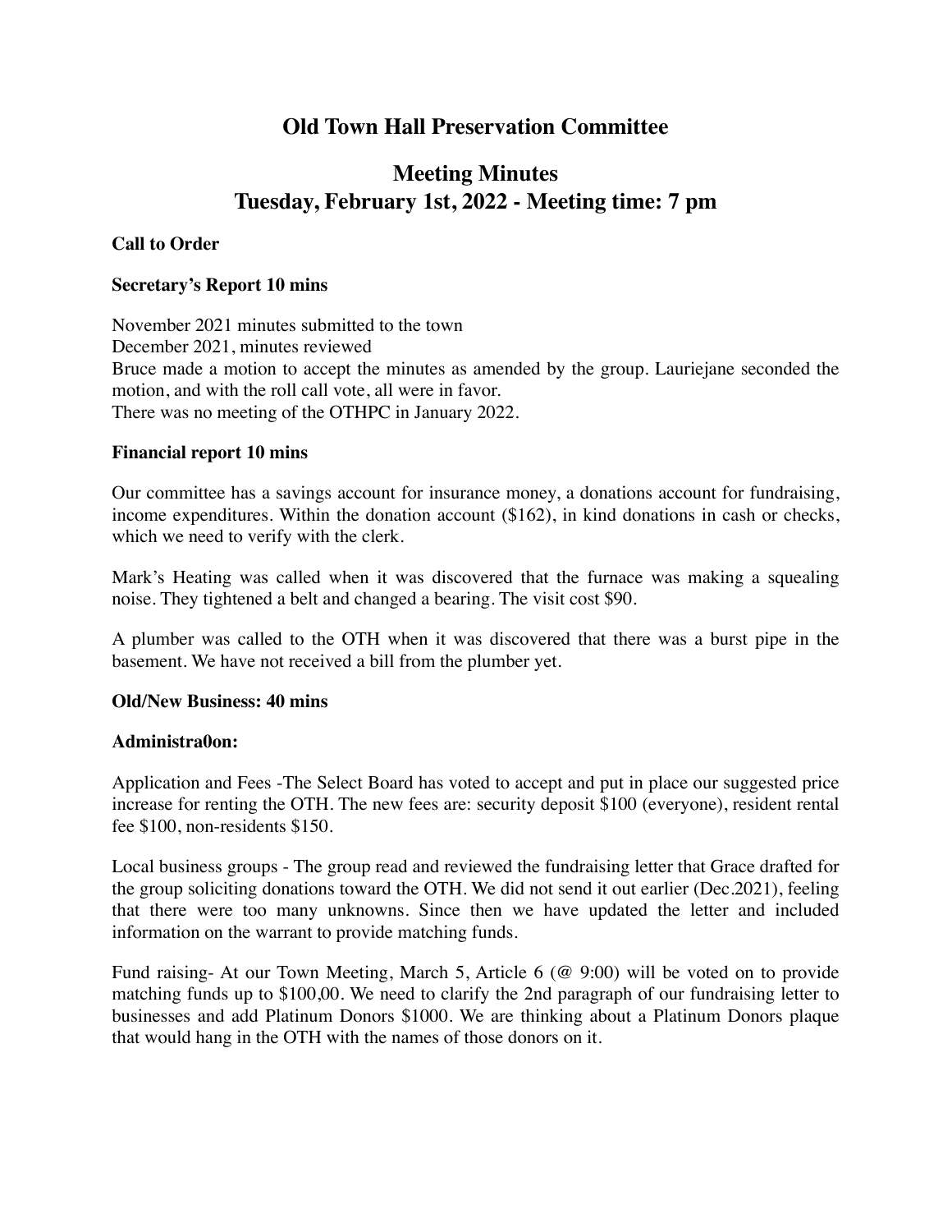# Old Town Hall Preservation Committee

## Meeting Minutes
## Tuesday, February 1st, 2022 - Meeting time: 7 pm

**Call to Order**

**Secretary's Report 10 mins**

November 2021 minutes submitted to the town
December 2021, minutes reviewed
Bruce made a motion to accept the minutes as amended by the group. Lauriejane seconded the motion, and with the roll call vote, all were in favor.
There was no meeting of the OTHPC in January 2022.

**Financial report 10 mins**

Our committee has a savings account for insurance money, a donations account for fundraising, income expenditures. Within the donation account ($162), in kind donations in cash or checks, which we need to verify with the clerk.

Mark's Heating was called when it was discovered that the furnace was making a squealing noise. They tightened a belt and changed a bearing. The visit cost $90.

A plumber was called to the OTH when it was discovered that there was a burst pipe in the basement. We have not received a bill from the plumber yet.

**Old/New Business: 40 mins**

**Administra0on:**

Application and Fees -The Select Board has voted to accept and put in place our suggested price increase for renting the OTH. The new fees are: security deposit $100 (everyone), resident rental fee $100, non-residents $150.

Local business groups - The group read and reviewed the fundraising letter that Grace drafted for the group soliciting donations toward the OTH. We did not send it out earlier (Dec.2021), feeling that there were too many unknowns. Since then we have updated the letter and included information on the warrant to provide matching funds.

Fund raising- At our Town Meeting, March 5, Article 6 (@ 9:00) will be voted on to provide matching funds up to $100,00. We need to clarify the 2nd paragraph of our fundraising letter to businesses and add Platinum Donors $1000. We are thinking about a Platinum Donors plaque that would hang in the OTH with the names of those donors on it.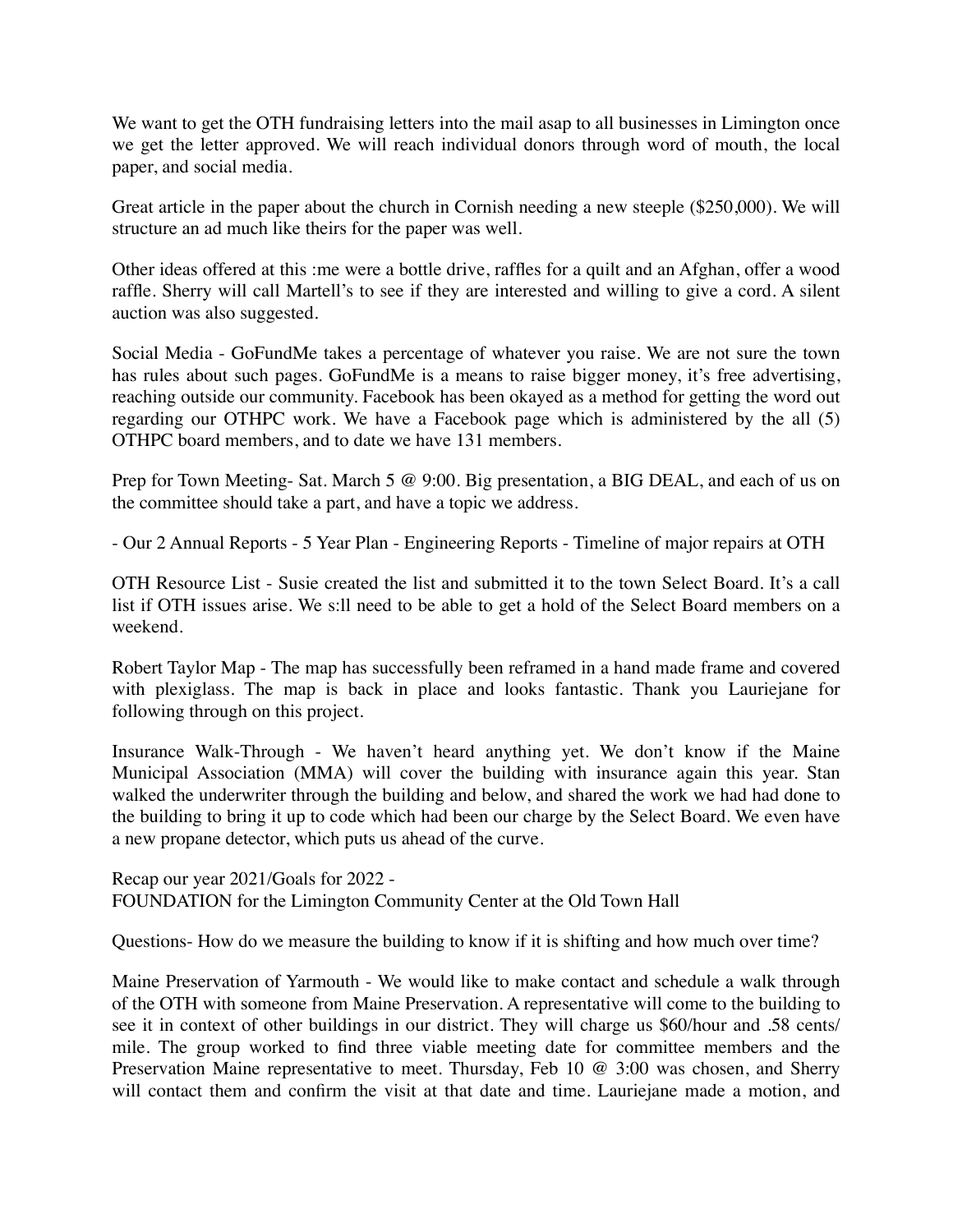We want to get the OTH fundraising letters into the mail asap to all businesses in Limington once we get the letter approved. We will reach individual donors through word of mouth, the local paper, and social media.

Great article in the paper about the church in Cornish needing a new steeple ($250,000). We will structure an ad much like theirs for the paper was well.

Other ideas offered at this :me were a bottle drive, raffles for a quilt and an Afghan, offer a wood raffle. Sherry will call Martell's to see if they are interested and willing to give a cord. A silent auction was also suggested.

Social Media - GoFundMe takes a percentage of whatever you raise. We are not sure the town has rules about such pages. GoFundMe is a means to raise bigger money, it's free advertising, reaching outside our community. Facebook has been okayed as a method for getting the word out regarding our OTHPC work. We have a Facebook page which is administered by the all (5) OTHPC board members, and to date we have 131 members.

Prep for Town Meeting- Sat. March 5 @ 9:00. Big presentation, a BIG DEAL, and each of us on the committee should take a part, and have a topic we address.

- Our 2 Annual Reports - 5 Year Plan - Engineering Reports - Timeline of major repairs at OTH

OTH Resource List - Susie created the list and submitted it to the town Select Board. It's a call list if OTH issues arise. We s:ll need to be able to get a hold of the Select Board members on a weekend.

Robert Taylor Map - The map has successfully been reframed in a hand made frame and covered with plexiglass. The map is back in place and looks fantastic. Thank you Lauriejane for following through on this project.

Insurance Walk-Through - We haven't heard anything yet. We don't know if the Maine Municipal Association (MMA) will cover the building with insurance again this year. Stan walked the underwriter through the building and below, and shared the work we had had done to the building to bring it up to code which had been our charge by the Select Board. We even have a new propane detector, which puts us ahead of the curve.

Recap our year 2021/Goals for 2022 -
FOUNDATION for the Limington Community Center at the Old Town Hall

Questions- How do we measure the building to know if it is shifting and how much over time?

Maine Preservation of Yarmouth - We would like to make contact and schedule a walk through of the OTH with someone from Maine Preservation. A representative will come to the building to see it in context of other buildings in our district. They will charge us $60/hour and .58 cents/mile. The group worked to find three viable meeting date for committee members and the Preservation Maine representative to meet. Thursday, Feb 10 @ 3:00 was chosen, and Sherry will contact them and confirm the visit at that date and time. Lauriejane made a motion, and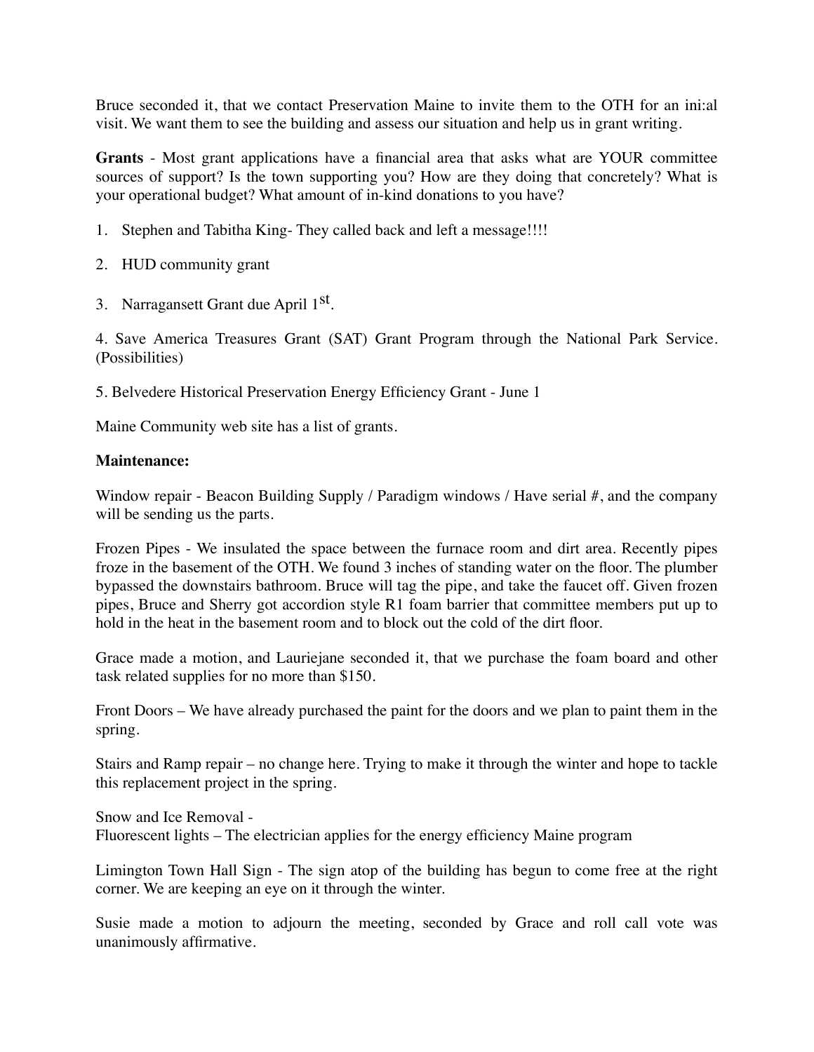Bruce seconded it, that we contact Preservation Maine to invite them to the OTH for an ini:al visit. We want them to see the building and assess our situation and help us in grant writing.

**Grants** - Most grant applications have a financial area that asks what are YOUR committee sources of support? Is the town supporting you? How are they doing that concretely? What is your operational budget? What amount of in-kind donations to you have?

1. Stephen and Tabitha King- They called back and left a message!!!!
2. HUD community grant
3. Narragansett Grant due April 1st.

4. Save America Treasures Grant (SAT) Grant Program through the National Park Service. (Possibilities)

5. Belvedere Historical Preservation Energy Efficiency Grant - June 1

Maine Community web site has a list of grants.

**Maintenance:**

Window repair - Beacon Building Supply / Paradigm windows / Have serial #, and the company will be sending us the parts.

Frozen Pipes - We insulated the space between the furnace room and dirt area. Recently pipes froze in the basement of the OTH. We found 3 inches of standing water on the floor. The plumber bypassed the downstairs bathroom. Bruce will tag the pipe, and take the faucet off. Given frozen pipes, Bruce and Sherry got accordion style R1 foam barrier that committee members put up to hold in the heat in the basement room and to block out the cold of the dirt floor.

Grace made a motion, and Lauriejane seconded it, that we purchase the foam board and other task related supplies for no more than $150.

Front Doors – We have already purchased the paint for the doors and we plan to paint them in the spring.

Stairs and Ramp repair – no change here. Trying to make it through the winter and hope to tackle this replacement project in the spring.

Snow and Ice Removal -
Fluorescent lights – The electrician applies for the energy efficiency Maine program

Limington Town Hall Sign - The sign atop of the building has begun to come free at the right corner. We are keeping an eye on it through the winter.

Susie made a motion to adjourn the meeting, seconded by Grace and roll call vote was unanimously affirmative.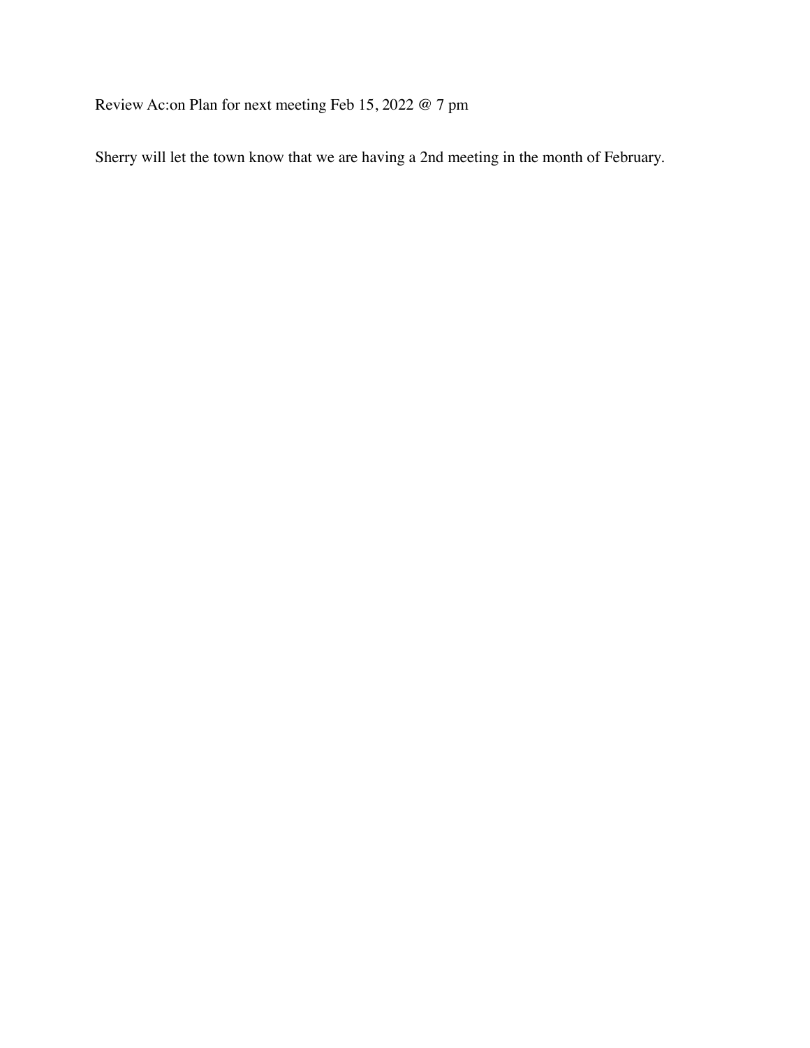Review Ac:on Plan for next meeting Feb 15, 2022 @ 7 pm

Sherry will let the town know that we are having a 2nd meeting in the month of February.